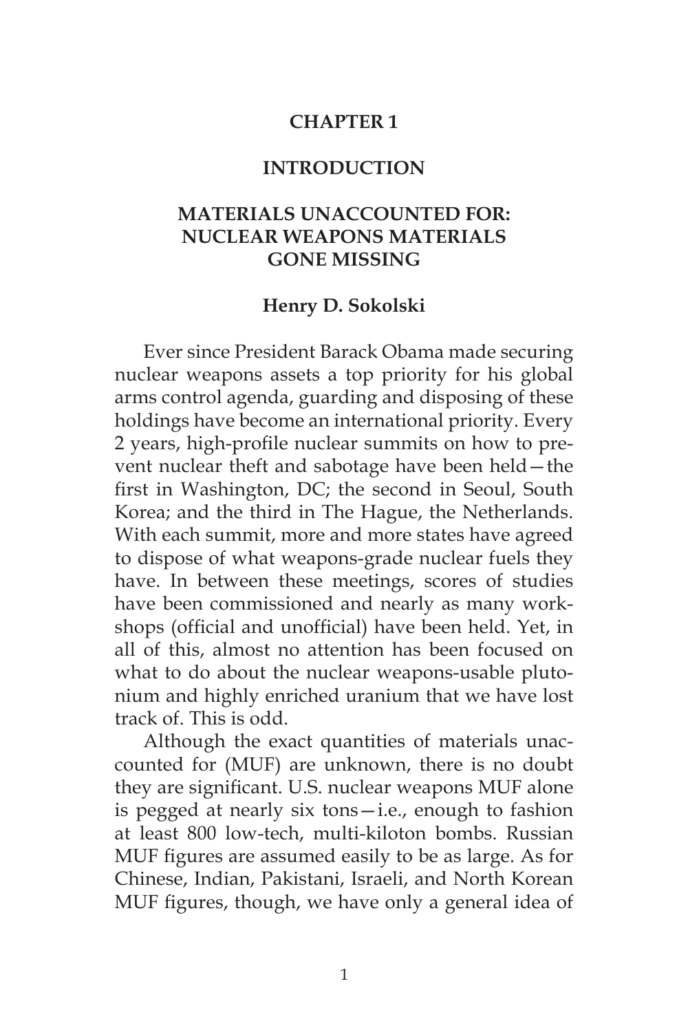# CHAPTER 1

# INTRODUCTION

## MATERIALS UNACCOUNTED FOR: NUCLEAR WEAPONS MATERIALS GONE MISSING

**Henry D. Sokolski**

Ever since President Barack Obama made securing nuclear weapons assets a top priority for his global arms control agenda, guarding and disposing of these holdings have become an international priority. Every 2 years, high-profile nuclear summits on how to prevent nuclear theft and sabotage have been held—the first in Washington, DC; the second in Seoul, South Korea; and the third in The Hague, the Netherlands. With each summit, more and more states have agreed to dispose of what weapons-grade nuclear fuels they have. In between these meetings, scores of studies have been commissioned and nearly as many workshops (official and unofficial) have been held. Yet, in all of this, almost no attention has been focused on what to do about the nuclear weapons-usable plutonium and highly enriched uranium that we have lost track of. This is odd.

Although the exact quantities of materials unaccounted for (MUF) are unknown, there is no doubt they are significant. U.S. nuclear weapons MUF alone is pegged at nearly six tons—i.e., enough to fashion at least 800 low-tech, multi-kiloton bombs. Russian MUF figures are assumed easily to be as large. As for Chinese, Indian, Pakistani, Israeli, and North Korean MUF figures, though, we have only a general idea of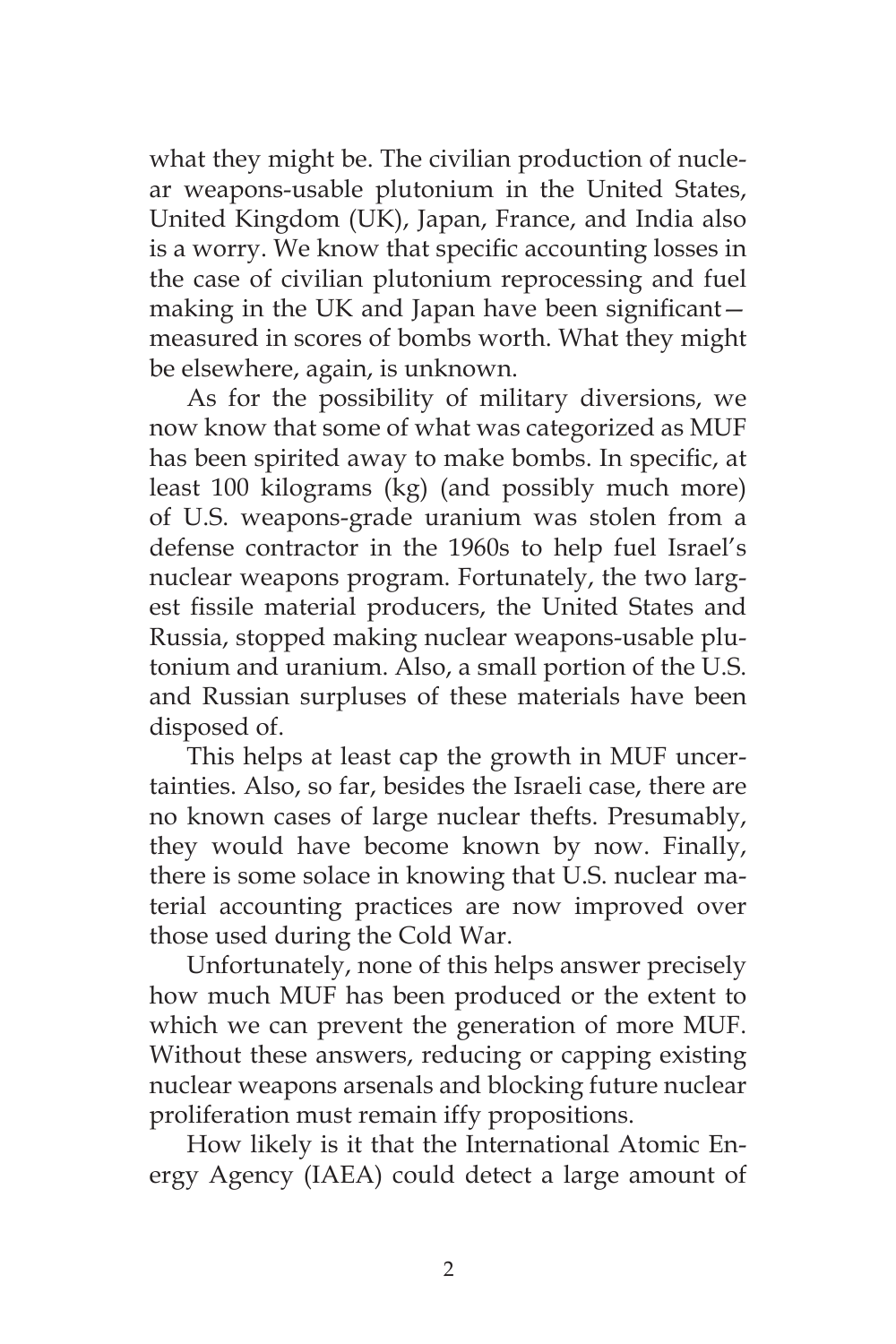what they might be. The civilian production of nuclear weapons-usable plutonium in the United States, United Kingdom (UK), Japan, France, and India also is a worry. We know that specific accounting losses in the case of civilian plutonium reprocessing and fuel making in the UK and Japan have been significant—measured in scores of bombs worth. What they might be elsewhere, again, is unknown.

As for the possibility of military diversions, we now know that some of what was categorized as MUF has been spirited away to make bombs. In specific, at least 100 kilograms (kg) (and possibly much more) of U.S. weapons-grade uranium was stolen from a defense contractor in the 1960s to help fuel Israel's nuclear weapons program. Fortunately, the two largest fissile material producers, the United States and Russia, stopped making nuclear weapons-usable plutonium and uranium. Also, a small portion of the U.S. and Russian surpluses of these materials have been disposed of.

This helps at least cap the growth in MUF uncertainties. Also, so far, besides the Israeli case, there are no known cases of large nuclear thefts. Presumably, they would have become known by now. Finally, there is some solace in knowing that U.S. nuclear material accounting practices are now improved over those used during the Cold War.

Unfortunately, none of this helps answer precisely how much MUF has been produced or the extent to which we can prevent the generation of more MUF. Without these answers, reducing or capping existing nuclear weapons arsenals and blocking future nuclear proliferation must remain iffy propositions.

How likely is it that the International Atomic Energy Agency (IAEA) could detect a large amount of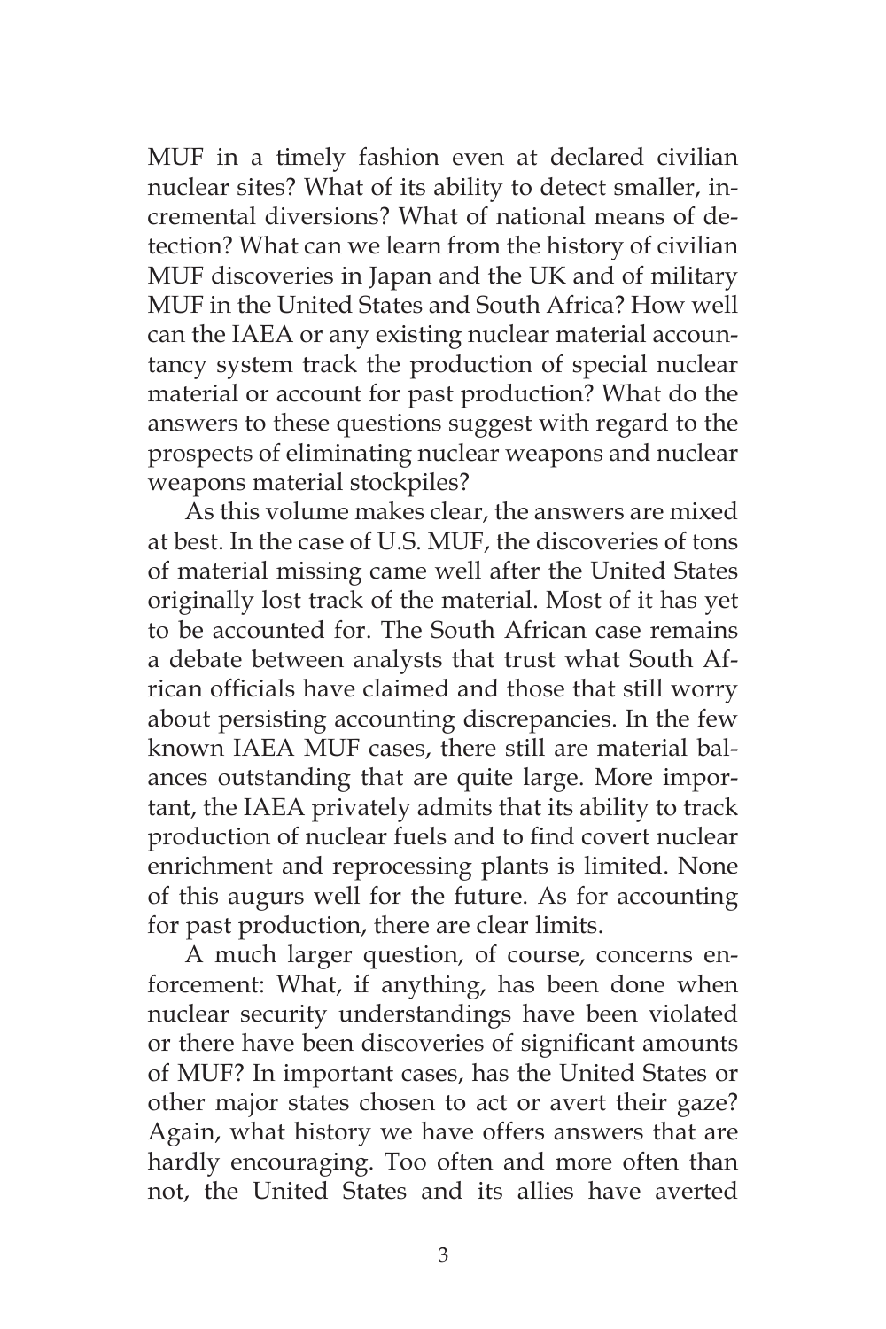MUF in a timely fashion even at declared civilian nuclear sites? What of its ability to detect smaller, incremental diversions? What of national means of detection? What can we learn from the history of civilian MUF discoveries in Japan and the UK and of military MUF in the United States and South Africa? How well can the IAEA or any existing nuclear material accountancy system track the production of special nuclear material or account for past production? What do the answers to these questions suggest with regard to the prospects of eliminating nuclear weapons and nuclear weapons material stockpiles?

As this volume makes clear, the answers are mixed at best. In the case of U.S. MUF, the discoveries of tons of material missing came well after the United States originally lost track of the material. Most of it has yet to be accounted for. The South African case remains a debate between analysts that trust what South African officials have claimed and those that still worry about persisting accounting discrepancies. In the few known IAEA MUF cases, there still are material balances outstanding that are quite large. More important, the IAEA privately admits that its ability to track production of nuclear fuels and to find covert nuclear enrichment and reprocessing plants is limited. None of this augurs well for the future. As for accounting for past production, there are clear limits.

A much larger question, of course, concerns enforcement: What, if anything, has been done when nuclear security understandings have been violated or there have been discoveries of significant amounts of MUF? In important cases, has the United States or other major states chosen to act or avert their gaze? Again, what history we have offers answers that are hardly encouraging. Too often and more often than not, the United States and its allies have averted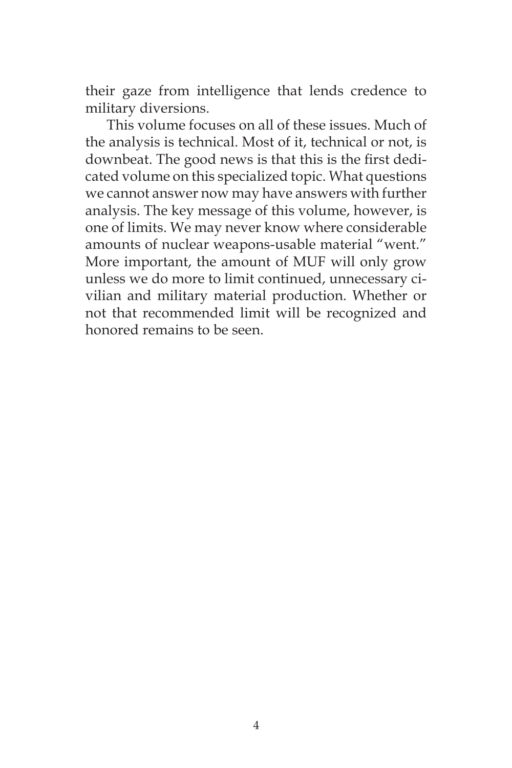their gaze from intelligence that lends credence to military diversions.

This volume focuses on all of these issues. Much of the analysis is technical. Most of it, technical or not, is downbeat. The good news is that this is the first dedicated volume on this specialized topic. What questions we cannot answer now may have answers with further analysis. The key message of this volume, however, is one of limits. We may never know where considerable amounts of nuclear weapons-usable material "went." More important, the amount of MUF will only grow unless we do more to limit continued, unnecessary civilian and military material production. Whether or not that recommended limit will be recognized and honored remains to be seen.